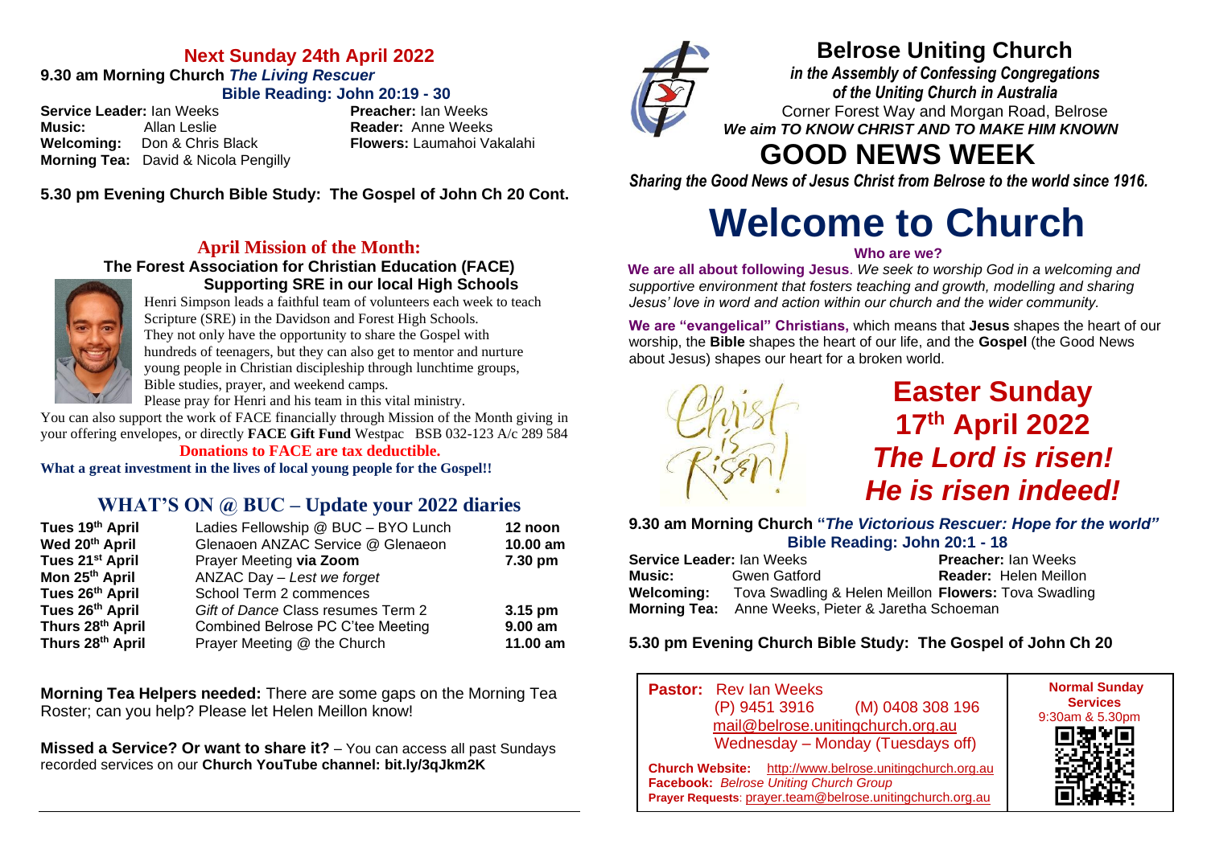## Next Sunday 24th April 2022

**9.30 am Morning Church *The Living Rescuer***

**Bible Reading: John 20:19 - 30**

**Service Leader:** Ian Weeks  
**Preacher:** Ian Weeks  
**Music:** Allan Leslie  
**Reader:** Anne Weeks  
**Welcoming:** Don & Chris Black  
**Flowers:** Laumahoi Vakalahi  
**Morning Tea:** David & Nicola Pengilly

**5.30 pm Evening Church Bible Study: The Gospel of John Ch 20 Cont.**

## April Mission of the Month:

### The Forest Association for Christian Education (FACE)

### Supporting SRE in our local High Schools

Henri Simpson leads a faithful team of volunteers each week to teach Scripture (SRE) in the Davidson and Forest High Schools. They not only have the opportunity to share the Gospel with hundreds of teenagers, but they can also get to mentor and nurture young people in Christian discipleship through lunchtime groups, Bible studies, prayer, and weekend camps.

Please pray for Henri and his team in this vital ministry.

You can also support the work of FACE financially through Mission of the Month giving in your offering envelopes, or directly **FACE Gift Fund** Westpac BSB 032-123 A/c 289 584

**Donations to FACE are tax deductible.**

**What a great investment in the lives of local young people for the Gospel!!**

## WHAT'S ON @ BUC – Update your 2022 diaries

| | | |
|---|---|---|
| **Tues 19th April** | Ladies Fellowship @ BUC – BYO Lunch | **12 noon** |
| **Wed 20th April** | Glenaoen ANZAC Service @ Glenaeon | **10.00 am** |
| **Tues 21st April** | Prayer Meeting **via Zoom** | **7.30 pm** |
| **Mon 25th April** | ANZAC Day – *Lest we forget* | |
| **Tues 26th April** | School Term 2 commences | |
| **Tues 26th April** | *Gift of Dance* Class resumes Term 2 | **3.15 pm** |
| **Thurs 28th April** | Combined Belrose PC C'tee Meeting | **9.00 am** |
| **Thurs 28th April** | Prayer Meeting @ the Church | **11.00 am** |

**Morning Tea Helpers needed:** There are some gaps on the Morning Tea Roster; can you help? Please let Helen Meillon know!

**Missed a Service? Or want to share it?** – You can access all past Sundays recorded services on our **Church YouTube channel: bit.ly/3qJkm2K**

# Belrose Uniting Church

***in the Assembly of Confessing Congregations of the Uniting Church in Australia***

Corner Forest Way and Morgan Road, Belrose

***We aim TO KNOW CHRIST AND TO MAKE HIM KNOWN***

# GOOD NEWS WEEK

***Sharing the Good News of Jesus Christ from Belrose to the world since 1916.***

# Welcome to Church

**Who are we?**

**We are all about following Jesus**. *We seek to worship God in a welcoming and supportive environment that fosters teaching and growth, modelling and sharing Jesus' love in word and action within our church and the wider community.*

**We are "evangelical" Christians,** which means that **Jesus** shapes the heart of our worship, the **Bible** shapes the heart of our life, and the **Gospel** (the Good News about Jesus) shapes our heart for a broken world.

*Christ is Risen!*

# Easter Sunday 17th April 2022

# *The Lord is risen! He is risen indeed!*

**9.30 am Morning Church "*The Victorious Rescuer: Hope for the world*"**

**Bible Reading: John 20:1 - 18**

**Service Leader:** Ian Weeks  
**Preacher:** Ian Weeks  
**Music:** Gwen Gatford  
**Reader:** Helen Meillon  
**Welcoming:** Tova Swadling & Helen Meillon  
**Flowers:** Tova Swadling  
**Morning Tea:** Anne Weeks, Pieter & Jaretha Schoeman

**5.30 pm Evening Church Bible Study: The Gospel of John Ch 20**

**Pastor:** Rev Ian Weeks  
(P) 9451 3916 (M) 0408 308 196  
mail@belrose.unitingchurch.org.au  
Wednesday – Monday (Tuesdays off)

**Church Website:** http://www.belrose.unitingchurch.org.au  
**Facebook:** *Belrose Uniting Church Group*  
**Prayer Requests**: prayer.team@belrose.unitingchurch.org.au

**Normal Sunday Services**  
9:30am & 5.30pm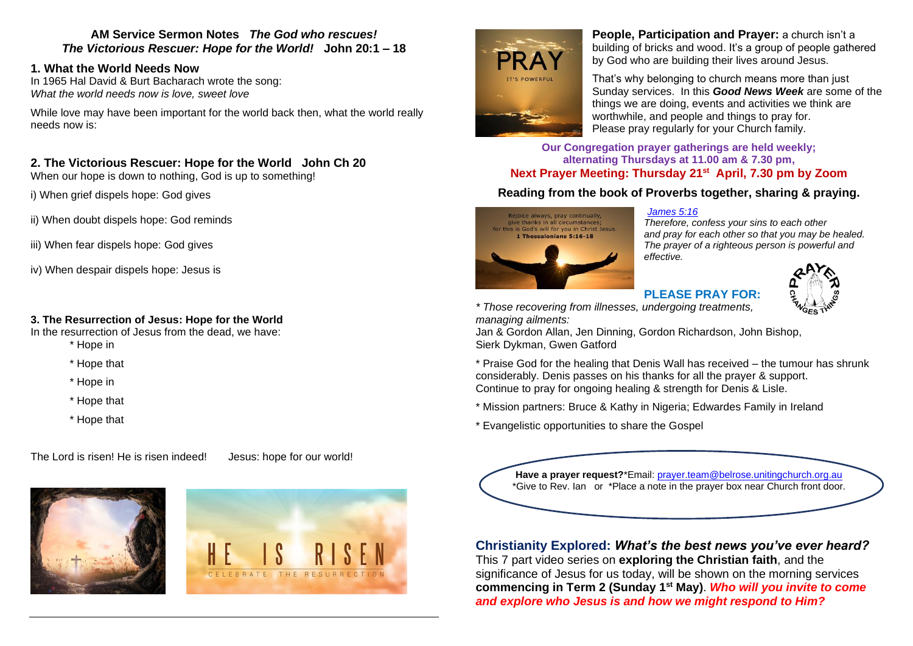**AM Service Sermon Notes** ***The God who rescues!***
***The Victorious Rescuer: Hope for the World!*** **John 20:1 – 18**

## 1. What the World Needs Now

In 1965 Hal David & Burt Bacharach wrote the song:
*What the world needs now is love, sweet love*

While love may have been important for the world back then, what the world really needs now is:

## 2. The Victorious Rescuer: Hope for the World John Ch 20

When our hope is down to nothing, God is up to something!

i) When grief dispels hope: God gives

ii) When doubt dispels hope: God reminds

iii) When fear dispels hope: God gives

iv) When despair dispels hope: Jesus is

## 3. The Resurrection of Jesus: Hope for the World

In the resurrection of Jesus from the dead, we have:

* Hope in
* Hope that
* Hope in
* Hope that
* Hope that

The Lord is risen! He is risen indeed! Jesus: hope for our world!

**People, Participation and Prayer:** a church isn't a building of bricks and wood. It's a group of people gathered by God who are building their lives around Jesus.

That's why belonging to church means more than just Sunday services. In this ***Good News Week*** are some of the things we are doing, events and activities we think are worthwhile, and people and things to pray for. Please pray regularly for your Church family.

**Our Congregation prayer gatherings are held weekly; alternating Thursdays at 11.00 am & 7.30 pm,**
**Next Prayer Meeting: Thursday 21st April, 7.30 pm by Zoom**

**Reading from the book of Proverbs together, sharing & praying.**

*James 5:16*
*Therefore, confess your sins to each other and pray for each other so that you may be healed. The prayer of a righteous person is powerful and effective.*

**PLEASE PRAY FOR:**

* *Those recovering from illnesses, undergoing treatments, managing ailments:*
Jan & Gordon Allan, Jen Dinning, Gordon Richardson, John Bishop, Sierk Dykman, Gwen Gatford

* Praise God for the healing that Denis Wall has received – the tumour has shrunk considerably. Denis passes on his thanks for all the prayer & support. Continue to pray for ongoing healing & strength for Denis & Lisle.

* Mission partners: Bruce & Kathy in Nigeria; Edwardes Family in Ireland

* Evangelistic opportunities to share the Gospel

**Have a prayer request?** *Email: prayer.team@belrose.unitingchurch.org.au
*Give to Rev. Ian or *Place a note in the prayer box near Church front door.

## Christianity Explored: *What's the best news you've ever heard?*

This 7 part video series on **exploring the Christian faith**, and the significance of Jesus for us today, will be shown on the morning services **commencing in Term 2 (Sunday 1st May)**. ***Who will you invite to come and explore who Jesus is and how we might respond to Him?***